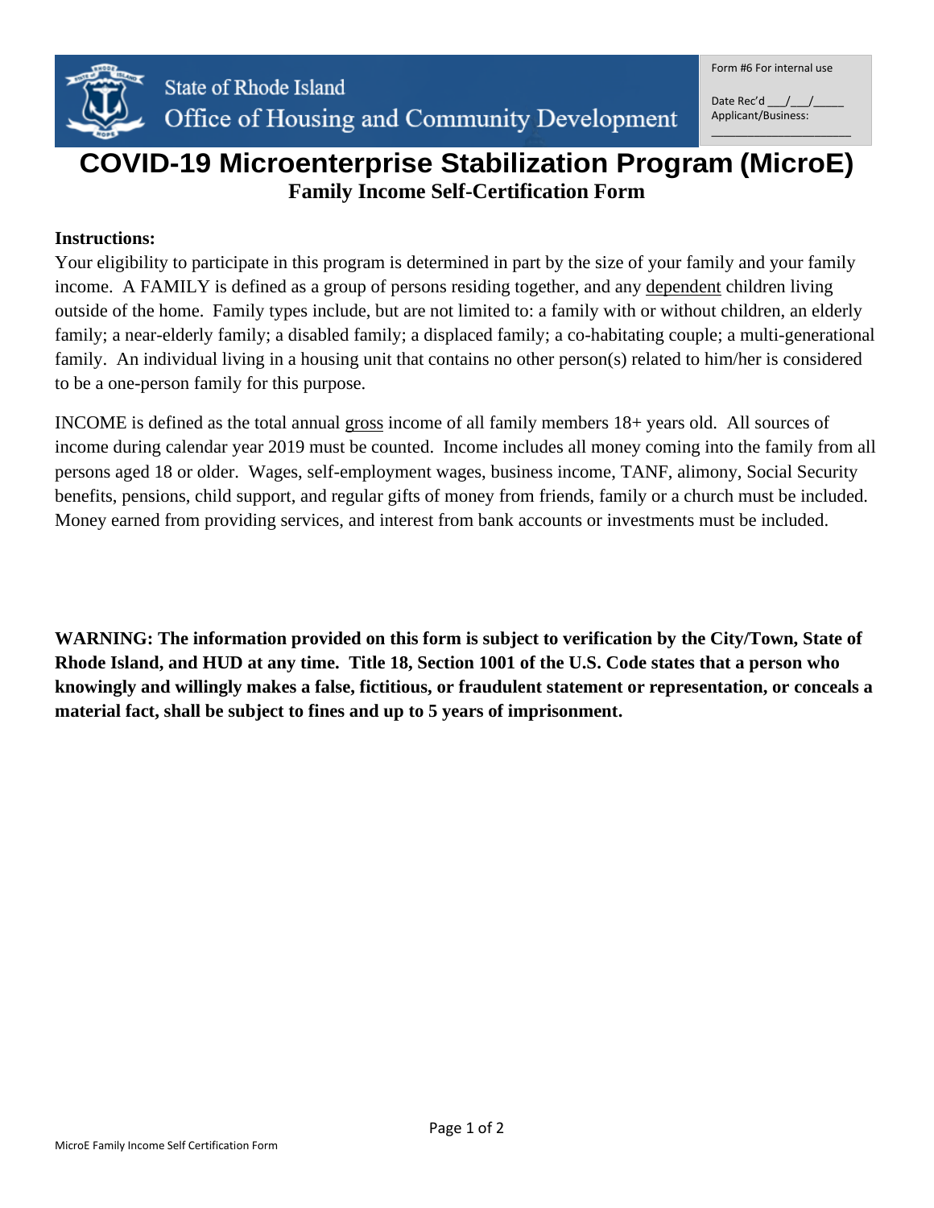State of Rhode Island
Office of Housing and Community Development

Form #6 For internal use

Date Rec'd ___/___/_____
Applicant/Business: ____________________

# COVID-19 Microenterprise Stabilization Program (MicroE)

## Family Income Self-Certification Form

**Instructions:**

Your eligibility to participate in this program is determined in part by the size of your family and your family income. A FAMILY is defined as a group of persons residing together, and any dependent children living outside of the home. Family types include, but are not limited to: a family with or without children, an elderly family; a near-elderly family; a disabled family; a displaced family; a co-habitating couple; a multi-generational family. An individual living in a housing unit that contains no other person(s) related to him/her is considered to be a one-person family for this purpose.

INCOME is defined as the total annual gross income of all family members 18+ years old. All sources of income during calendar year 2019 must be counted. Income includes all money coming into the family from all persons aged 18 or older. Wages, self-employment wages, business income, TANF, alimony, Social Security benefits, pensions, child support, and regular gifts of money from friends, family or a church must be included. Money earned from providing services, and interest from bank accounts or investments must be included.

**WARNING: The information provided on this form is subject to verification by the City/Town, State of Rhode Island, and HUD at any time. Title 18, Section 1001 of the U.S. Code states that a person who knowingly and willingly makes a false, fictitious, or fraudulent statement or representation, or conceals a material fact, shall be subject to fines and up to 5 years of imprisonment.**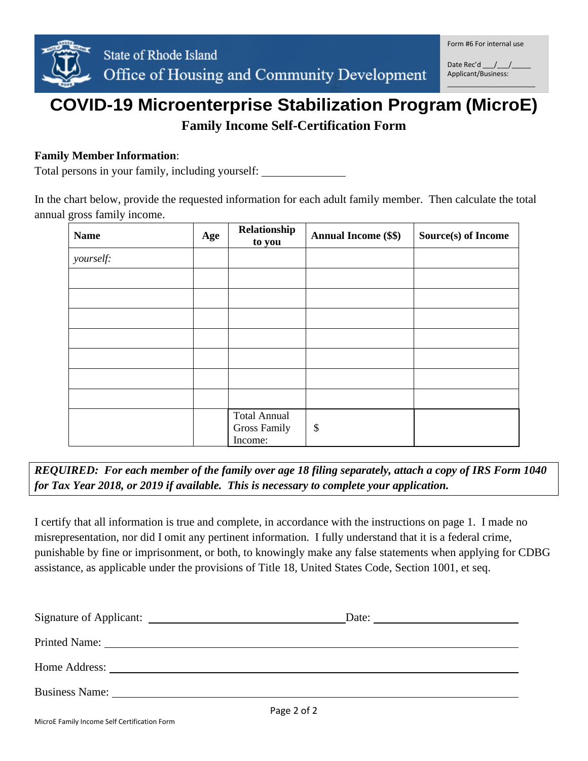State of Rhode Island
Office of Housing and Community Development

Form #6 For internal use

Date Rec'd ___/___/_____
Applicant/Business:
______________________

# COVID-19 Microenterprise Stabilization Program (MicroE)

## Family Income Self-Certification Form

**Family Member Information**:
Total persons in your family, including yourself: _______________

In the chart below, provide the requested information for each adult family member. Then calculate the total annual gross family income.

| Name | Age | Relationship to you | Annual Income ($$) | Source(s) of Income |
|---|---|---|---|---|
| *yourself:* | | | | |
| | | | | |
| | | | | |
| | | | | |
| | | | | |
| | | | | |
| | | | | |
| | | | | |
| | | Total Annual Gross Family Income: | $ | |

***REQUIRED: For each member of the family over age 18 filing separately, attach a copy of IRS Form 1040 for Tax Year 2018, or 2019 if available. This is necessary to complete your application.***

I certify that all information is true and complete, in accordance with the instructions on page 1. I made no misrepresentation, nor did I omit any pertinent information. I fully understand that it is a federal crime, punishable by fine or imprisonment, or both, to knowingly make any false statements when applying for CDBG assistance, as applicable under the provisions of Title 18, United States Code, Section 1001, et seq.

Signature of Applicant: ___________________________ Date: ___________________

Printed Name: ___________________________________________________________

Home Address: __________________________________________________________

Business Name: __________________________________________________________